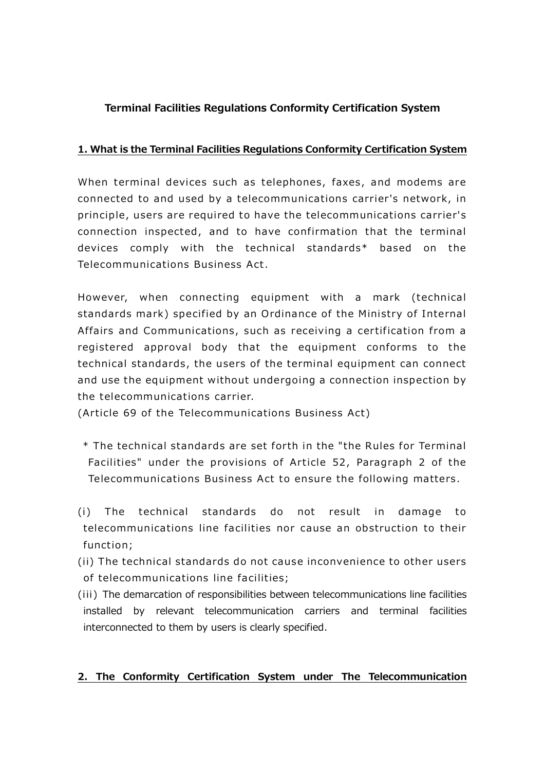# Terminal Facilities Regulations Conformity Certification System

## 1. What is the Terminal Facilities Regulations Conformity Certification System

When terminal devices such as telephones, faxes, and modems are connected to and used by a telecommunications carrier's network, in principle, users are required to have the telecommunications carrier's connection inspected, and to have confirmation that the terminal devices comply with the technical standards* based on the Telecommunications Business Act.

However, when connecting equipment with a mark (technical standards mark) specified by an Ordinance of the Ministry of Internal Affairs and Communications, such as receiving a certification from a registered approval body that the equipment conforms to the technical standards, the users of the terminal equipment can connect and use the equipment without undergoing a connection inspection by the telecommunications carrier.
(Article 69 of the Telecommunications Business Act)

* The technical standards are set forth in the "the Rules for Terminal Facilities" under the provisions of Article 52, Paragraph 2 of the Telecommunications Business Act to ensure the following matters.

(i) The technical standards do not result in damage to telecommunications line facilities nor cause an obstruction to their function;
(ii) The technical standards do not cause inconvenience to other users of telecommunications line facilities;
(iii) The demarcation of responsibilities between telecommunications line facilities installed by relevant telecommunication carriers and terminal facilities interconnected to them by users is clearly specified.

## 2. The Conformity Certification System under The Telecommunication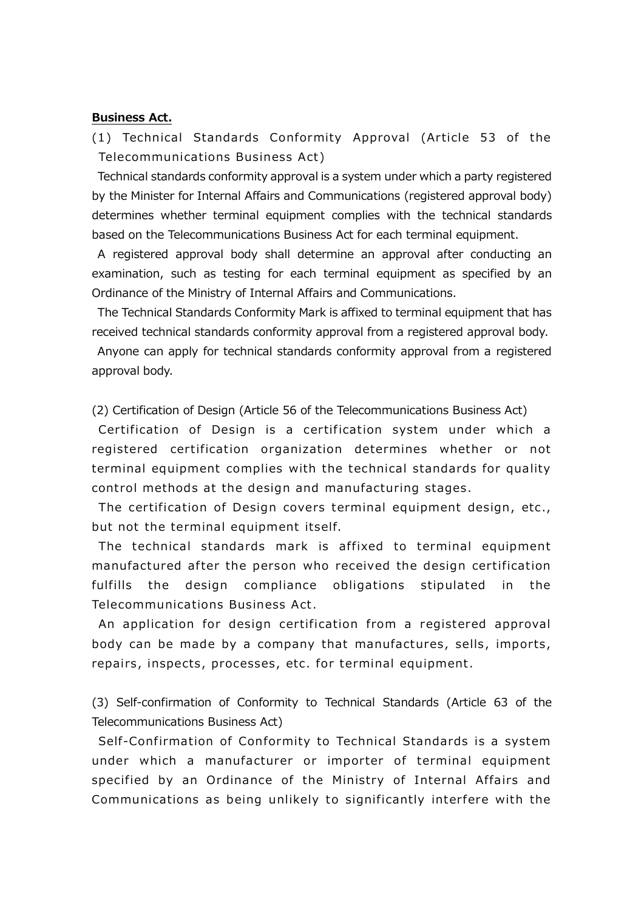**Business Act.**

(1) Technical Standards Conformity Approval (Article 53 of the Telecommunications Business Act)

Technical standards conformity approval is a system under which a party registered by the Minister for Internal Affairs and Communications (registered approval body) determines whether terminal equipment complies with the technical standards based on the Telecommunications Business Act for each terminal equipment.

A registered approval body shall determine an approval after conducting an examination, such as testing for each terminal equipment as specified by an Ordinance of the Ministry of Internal Affairs and Communications.

The Technical Standards Conformity Mark is affixed to terminal equipment that has received technical standards conformity approval from a registered approval body.

Anyone can apply for technical standards conformity approval from a registered approval body.

(2) Certification of Design (Article 56 of the Telecommunications Business Act)

Certification of Design is a certification system under which a registered certification organization determines whether or not terminal equipment complies with the technical standards for quality control methods at the design and manufacturing stages.

The certification of Design covers terminal equipment design, etc., but not the terminal equipment itself.

The technical standards mark is affixed to terminal equipment manufactured after the person who received the design certification fulfills the design compliance obligations stipulated in the Telecommunications Business Act.

An application for design certification from a registered approval body can be made by a company that manufactures, sells, imports, repairs, inspects, processes, etc. for terminal equipment.

(3) Self-confirmation of Conformity to Technical Standards (Article 63 of the Telecommunications Business Act)

Self-Confirmation of Conformity to Technical Standards is a system under which a manufacturer or importer of terminal equipment specified by an Ordinance of the Ministry of Internal Affairs and Communications as being unlikely to significantly interfere with the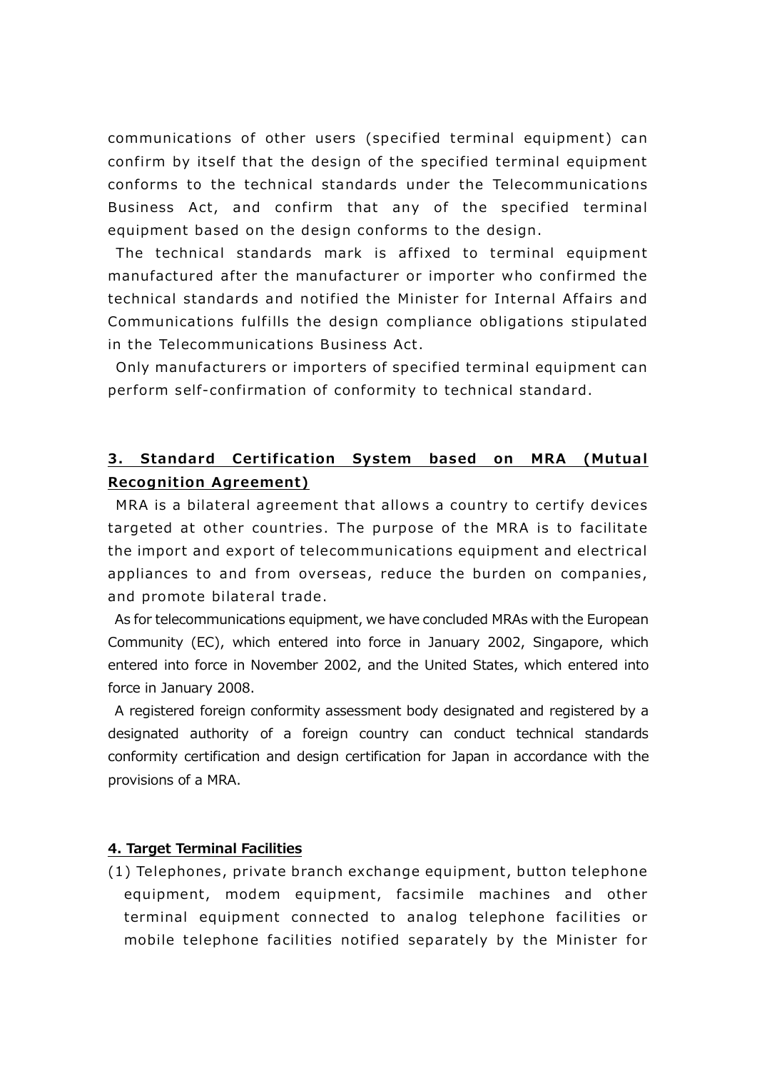communications of other users (specified terminal equipment) can confirm by itself that the design of the specified terminal equipment conforms to the technical standards under the Telecommunications Business Act, and confirm that any of the specified terminal equipment based on the design conforms to the design.

The technical standards mark is affixed to terminal equipment manufactured after the manufacturer or importer who confirmed the technical standards and notified the Minister for Internal Affairs and Communications fulfills the design compliance obligations stipulated in the Telecommunications Business Act.

Only manufacturers or importers of specified terminal equipment can perform self-confirmation of conformity to technical standard.

## 3. Standard Certification System based on MRA (Mutual Recognition Agreement)

MRA is a bilateral agreement that allows a country to certify devices targeted at other countries. The purpose of the MRA is to facilitate the import and export of telecommunications equipment and electrical appliances to and from overseas, reduce the burden on companies, and promote bilateral trade.

As for telecommunications equipment, we have concluded MRAs with the European Community (EC), which entered into force in January 2002, Singapore, which entered into force in November 2002, and the United States, which entered into force in January 2008.

A registered foreign conformity assessment body designated and registered by a designated authority of a foreign country can conduct technical standards conformity certification and design certification for Japan in accordance with the provisions of a MRA.

## 4. Target Terminal Facilities

(1) Telephones, private branch exchange equipment, button telephone equipment, modem equipment, facsimile machines and other terminal equipment connected to analog telephone facilities or mobile telephone facilities notified separately by the Minister for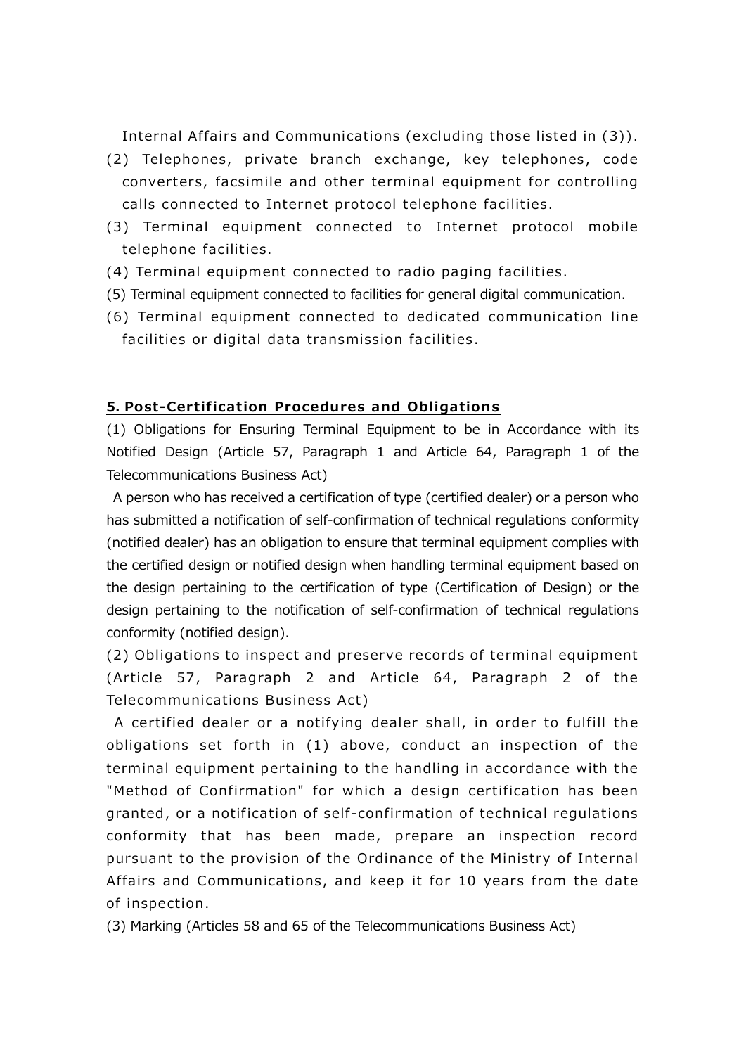Internal Affairs and Communications (excluding those listed in (3)).

(2) Telephones, private branch exchange, key telephones, code converters, facsimile and other terminal equipment for controlling calls connected to Internet protocol telephone facilities.

(3) Terminal equipment connected to Internet protocol mobile telephone facilities.

(4) Terminal equipment connected to radio paging facilities.

(5) Terminal equipment connected to facilities for general digital communication.

(6) Terminal equipment connected to dedicated communication line facilities or digital data transmission facilities.

## 5. Post-Certification Procedures and Obligations

(1) Obligations for Ensuring Terminal Equipment to be in Accordance with its Notified Design (Article 57, Paragraph 1 and Article 64, Paragraph 1 of the Telecommunications Business Act)

A person who has received a certification of type (certified dealer) or a person who has submitted a notification of self-confirmation of technical regulations conformity (notified dealer) has an obligation to ensure that terminal equipment complies with the certified design or notified design when handling terminal equipment based on the design pertaining to the certification of type (Certification of Design) or the design pertaining to the notification of self-confirmation of technical regulations conformity (notified design).

(2) Obligations to inspect and preserve records of terminal equipment (Article 57, Paragraph 2 and Article 64, Paragraph 2 of the Telecommunications Business Act)

A certified dealer or a notifying dealer shall, in order to fulfill the obligations set forth in (1) above, conduct an inspection of the terminal equipment pertaining to the handling in accordance with the "Method of Confirmation" for which a design certification has been granted, or a notification of self-confirmation of technical regulations conformity that has been made, prepare an inspection record pursuant to the provision of the Ordinance of the Ministry of Internal Affairs and Communications, and keep it for 10 years from the date of inspection.

(3) Marking (Articles 58 and 65 of the Telecommunications Business Act)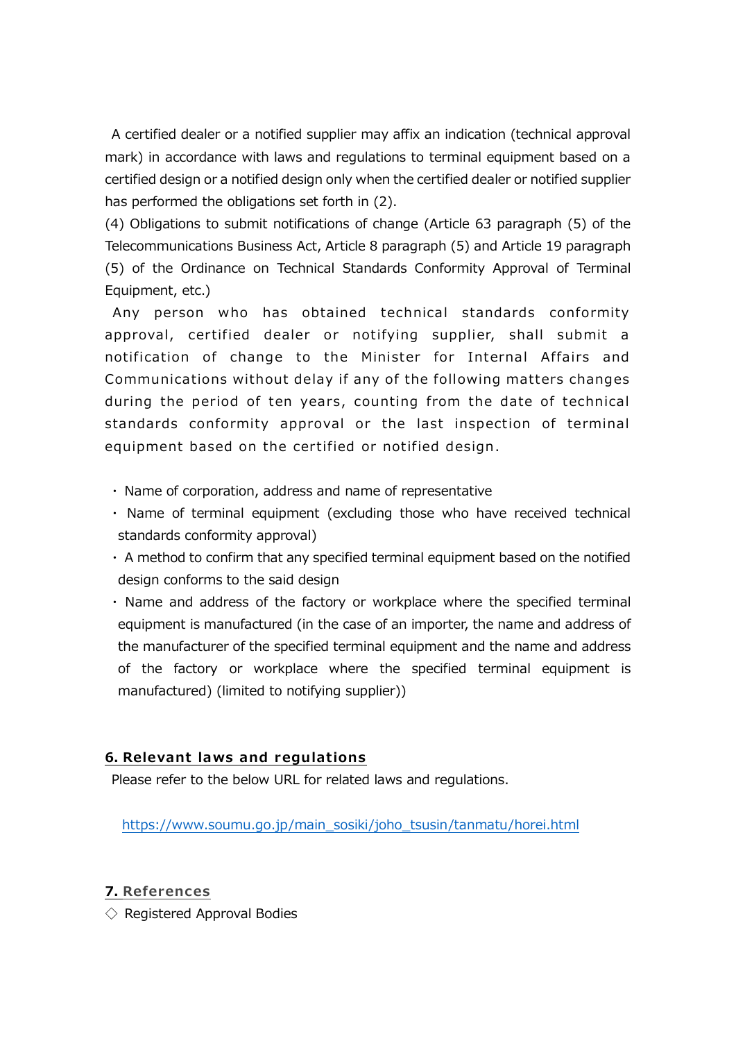A certified dealer or a notified supplier may affix an indication (technical approval mark) in accordance with laws and regulations to terminal equipment based on a certified design or a notified design only when the certified dealer or notified supplier has performed the obligations set forth in (2).

(4) Obligations to submit notifications of change (Article 63 paragraph (5) of the Telecommunications Business Act, Article 8 paragraph (5) and Article 19 paragraph (5) of the Ordinance on Technical Standards Conformity Approval of Terminal Equipment, etc.)

Any person who has obtained technical standards conformity approval, certified dealer or notifying supplier, shall submit a notification of change to the Minister for Internal Affairs and Communications without delay if any of the following matters changes during the period of ten years, counting from the date of technical standards conformity approval or the last inspection of terminal equipment based on the certified or notified design.

- Name of corporation, address and name of representative
- Name of terminal equipment (excluding those who have received technical standards conformity approval)
- A method to confirm that any specified terminal equipment based on the notified design conforms to the said design
- Name and address of the factory or workplace where the specified terminal equipment is manufactured (in the case of an importer, the name and address of the manufacturer of the specified terminal equipment and the name and address of the factory or workplace where the specified terminal equipment is manufactured) (limited to notifying supplier))

## 6. Relevant laws and regulations

Please refer to the below URL for related laws and regulations.

https://www.soumu.go.jp/main_sosiki/joho_tsusin/tanmatu/horei.html

## 7. References

◇ Registered Approval Bodies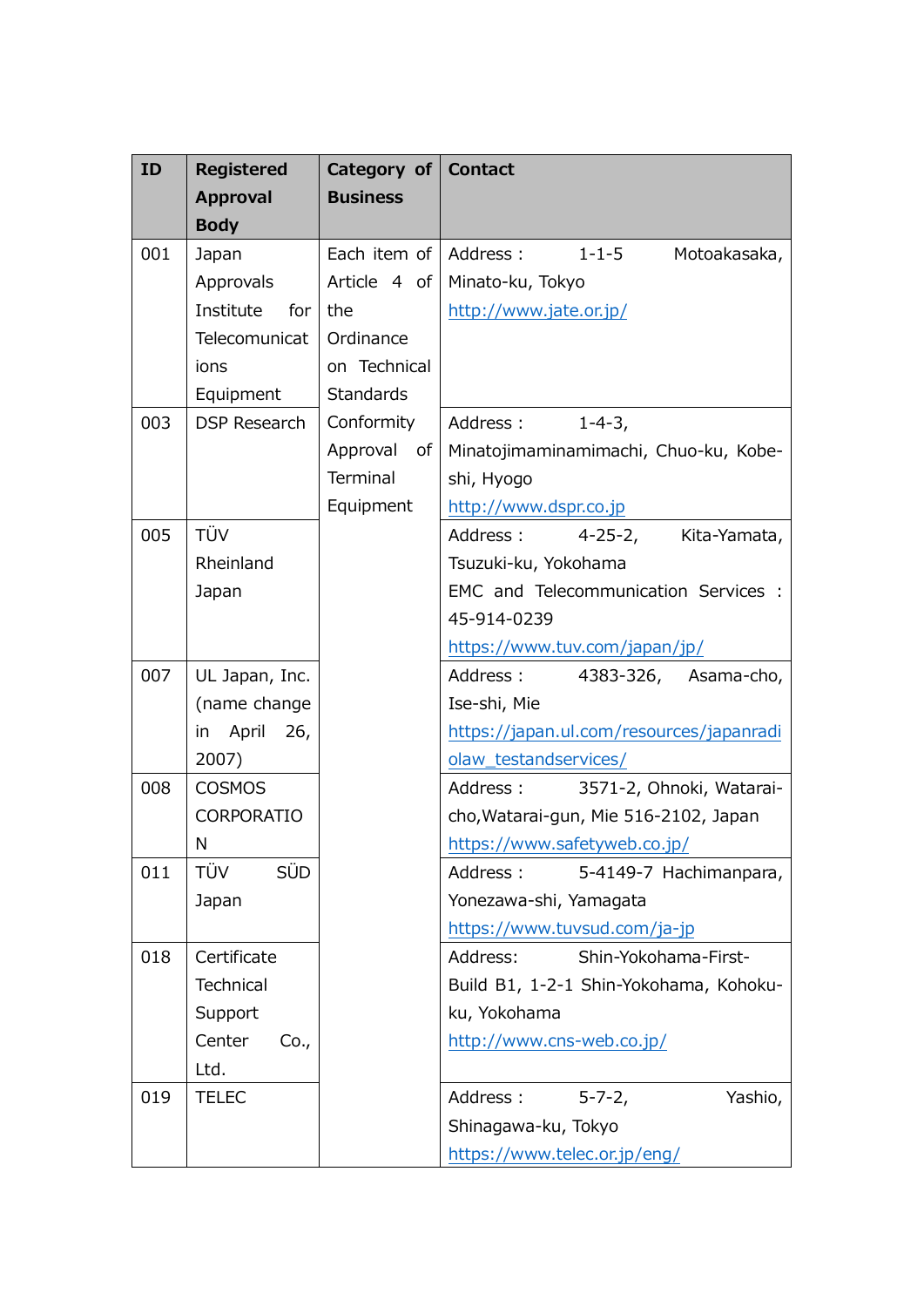| ID | Registered Approval Body | Category of Business | Contact |
|---|---|---|---|
| 001 | Japan Approvals Institute for Telecomunications Equipment | Each item of Article 4 of the Ordinance on Technical Standards Conformity Approval of Terminal Equipment | Address : 1-1-5 Motoakasaka, Minato-ku, Tokyo<br>http://www.jate.or.jp/ |
| 003 | DSP Research | | Address : 1-4-3, Minatojimaminamimachi, Chuo-ku, Kobe-shi, Hyogo<br>http://www.dspr.co.jp |
| 005 | TÜV Rheinland Japan | | Address : 4-25-2, Kita-Yamata, Tsuzuki-ku, Yokohama<br>EMC and Telecommunication Services : 45-914-0239<br>https://www.tuv.com/japan/jp/ |
| 007 | UL Japan, Inc. (name change in April 26, 2007) | | Address : 4383-326, Asama-cho, Ise-shi, Mie<br>https://japan.ul.com/resources/japanradiolaw_testandservices/ |
| 008 | COSMOS CORPORATION | | Address : 3571-2, Ohnoki, Watarai-cho,Watarai-gun, Mie 516-2102, Japan<br>https://www.safetyweb.co.jp/ |
| 011 | TÜV SÜD Japan | | Address : 5-4149-7 Hachimanpara, Yonezawa-shi, Yamagata<br>https://www.tuvsud.com/ja-jp |
| 018 | Certificate Technical Support Center Co., Ltd. | | Address: Shin-Yokohama-First-Build B1, 1-2-1 Shin-Yokohama, Kohoku-ku, Yokohama<br>http://www.cns-web.co.jp/ |
| 019 | TELEC | | Address : 5-7-2, Yashio, Shinagawa-ku, Tokyo<br>https://www.telec.or.jp/eng/ |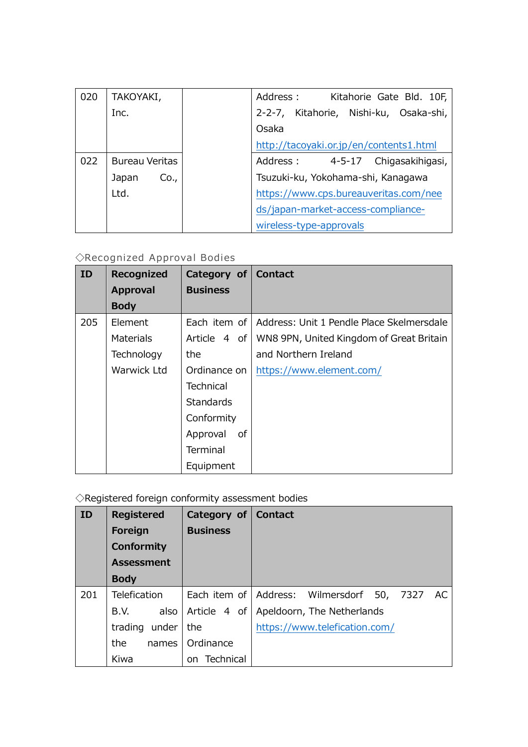| | | | |
|---|---|---|---|
| 020 | TAKOYAKI, Inc. | | Address : Kitahorie Gate Bld. 10F, 2-2-7, Kitahorie, Nishi-ku, Osaka-shi, Osaka<br>http://tacoyaki.or.jp/en/contents1.html |
| 022 | Bureau Veritas Japan Co., Ltd. | | Address : 4-5-17 Chigasakihigasi, Tsuzuki-ku, Yokohama-shi, Kanagawa<br>https://www.cps.bureauveritas.com/needs/japan-market-access-compliance-wireless-type-approvals |

◇Recognized Approval Bodies

| ID | Recognized Approval Body | Category of Business | Contact |
|---|---|---|---|
| 205 | Element Materials Technology Warwick Ltd | Each item of Article 4 of the Ordinance on Technical Standards Conformity Approval of Terminal Equipment | Address: Unit 1 Pendle Place Skelmersdale WN8 9PN, United Kingdom of Great Britain and Northern Ireland<br>https://www.element.com/ |

◇Registered foreign conformity assessment bodies

| ID | Registered Foreign Conformity Assessment Body | Category of Business | Contact |
|---|---|---|---|
| 201 | Telefication B.V. also trading under the names Kiwa | Each item of Article 4 of the Ordinance on Technical | Address: Wilmersdorf 50, 7327 AC Apeldoorn, The Netherlands<br>https://www.telefication.com/ |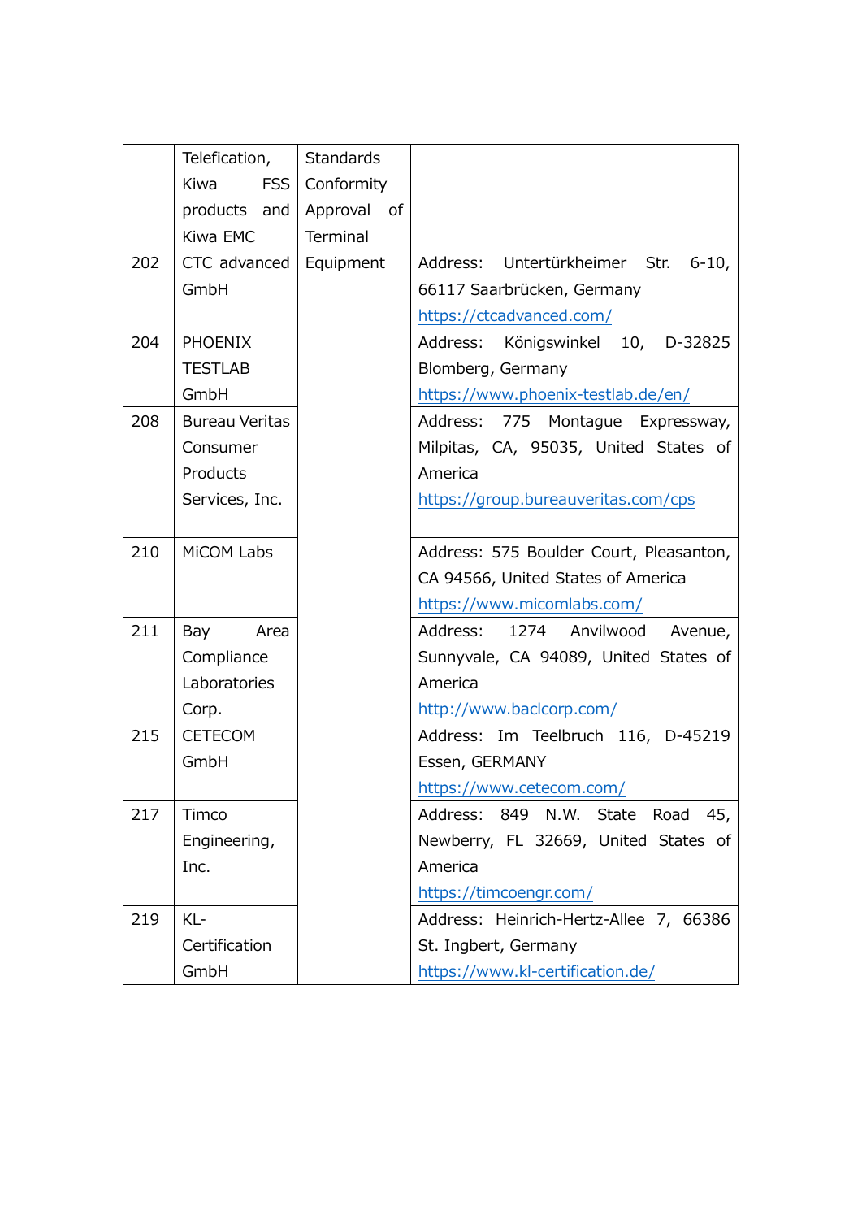| | | | |
|---|---|---|---|
| | Telefication, Kiwa FSS products and Kiwa EMC | Standards Conformity Approval of Terminal Equipment | |
| 202 | CTC advanced GmbH | | Address: Untertürkheimer Str. 6-10, 66117 Saarbrücken, Germany https://ctcadvanced.com/ |
| 204 | PHOENIX TESTLAB GmbH | | Address: Königswinkel 10, D-32825 Blomberg, Germany https://www.phoenix-testlab.de/en/ |
| 208 | Bureau Veritas Consumer Products Services, Inc. | | Address: 775 Montague Expressway, Milpitas, CA, 95035, United States of America https://group.bureauveritas.com/cps |
| 210 | MiCOM Labs | | Address: 575 Boulder Court, Pleasanton, CA 94566, United States of America https://www.micomlabs.com/ |
| 211 | Bay Area Compliance Laboratories Corp. | | Address: 1274 Anvilwood Avenue, Sunnyvale, CA 94089, United States of America http://www.baclcorp.com/ |
| 215 | CETECOM GmbH | | Address: Im Teelbruch 116, D-45219 Essen, GERMANY https://www.cetecom.com/ |
| 217 | Timco Engineering, Inc. | | Address: 849 N.W. State Road 45, Newberry, FL 32669, United States of America https://timcoengr.com/ |
| 219 | KL-Certification GmbH | | Address: Heinrich-Hertz-Allee 7, 66386 St. Ingbert, Germany https://www.kl-certification.de/ |